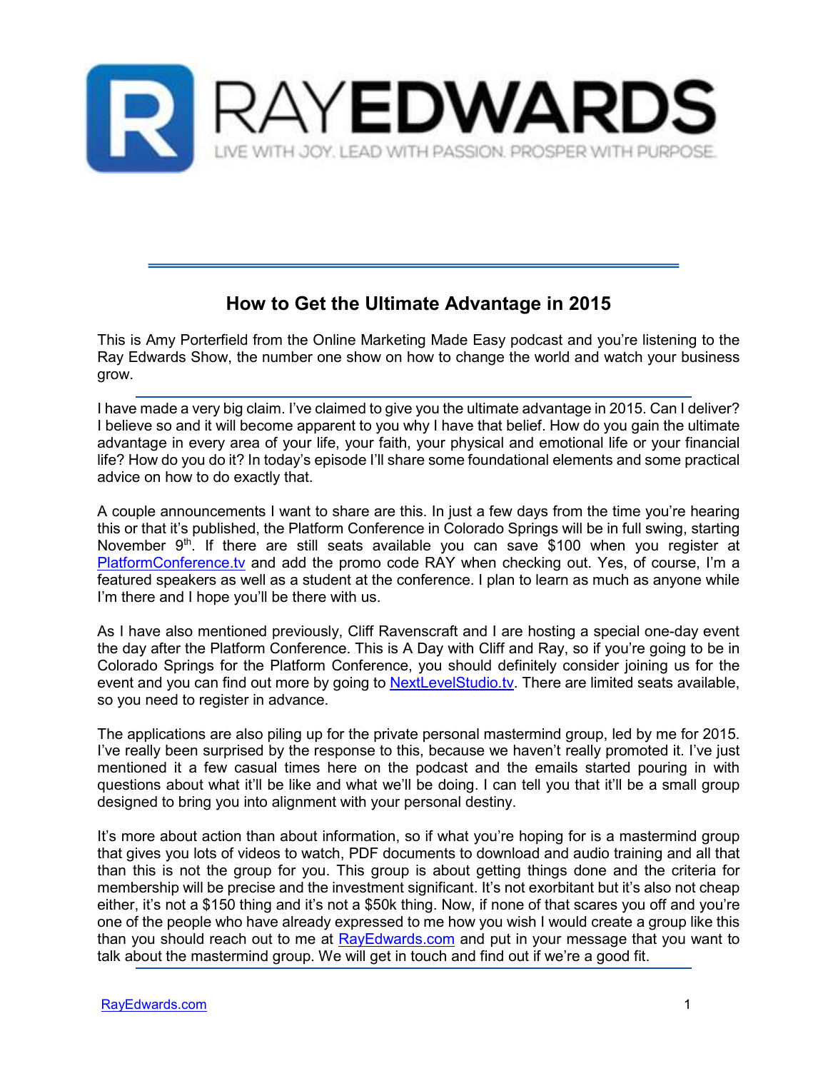# How to Get the Ultimate Advantage in 2015

This is Amy Porterfield from the Online Marketing Made Easy podcast and you're listening to the Ray Edwards Show, the number one show on how to change the world and watch your business grow.

---

I have made a very big claim. I've claimed to give you the ultimate advantage in 2015. Can I deliver? I believe so and it will become apparent to you why I have that belief. How do you gain the ultimate advantage in every area of your life, your faith, your physical and emotional life or your financial life? How do you do it? In today's episode I'll share some foundational elements and some practical advice on how to do exactly that.

A couple announcements I want to share are this. In just a few days from the time you're hearing this or that it's published, the Platform Conference in Colorado Springs will be in full swing, starting November 9th. If there are still seats available you can save $100 when you register at PlatformConference.tv and add the promo code RAY when checking out. Yes, of course, I'm a featured speakers as well as a student at the conference. I plan to learn as much as anyone while I'm there and I hope you'll be there with us.

As I have also mentioned previously, Cliff Ravenscraft and I are hosting a special one-day event the day after the Platform Conference. This is A Day with Cliff and Ray, so if you're going to be in Colorado Springs for the Platform Conference, you should definitely consider joining us for the event and you can find out more by going to NextLevelStudio.tv. There are limited seats available, so you need to register in advance.

The applications are also piling up for the private personal mastermind group, led by me for 2015. I've really been surprised by the response to this, because we haven't really promoted it. I've just mentioned it a few casual times here on the podcast and the emails started pouring in with questions about what it'll be like and what we'll be doing. I can tell you that it'll be a small group designed to bring you into alignment with your personal destiny.

It's more about action than about information, so if what you're hoping for is a mastermind group that gives you lots of videos to watch, PDF documents to download and audio training and all that than this is not the group for you. This group is about getting things done and the criteria for membership will be precise and the investment significant. It's not exorbitant but it's also not cheap either, it's not a $150 thing and it's not a $50k thing. Now, if none of that scares you off and you're one of the people who have already expressed to me how you wish I would create a group like this than you should reach out to me at RayEdwards.com and put in your message that you want to talk about the mastermind group. We will get in touch and find out if we're a good fit.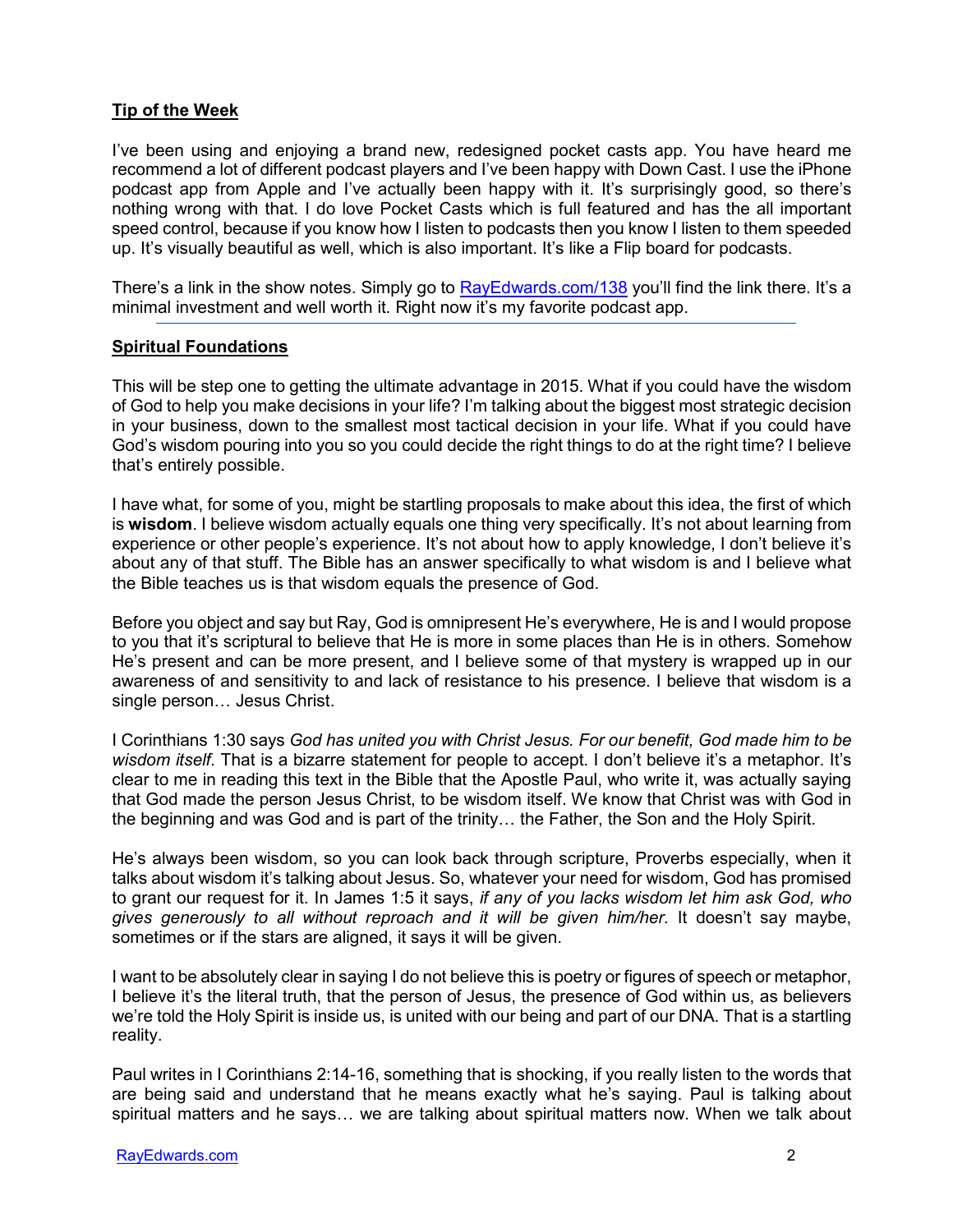**Tip of the Week**

I've been using and enjoying a brand new, redesigned pocket casts app. You have heard me recommend a lot of different podcast players and I've been happy with Down Cast. I use the iPhone podcast app from Apple and I've actually been happy with it. It's surprisingly good, so there's nothing wrong with that. I do love Pocket Casts which is full featured and has the all important speed control, because if you know how I listen to podcasts then you know I listen to them speeded up. It's visually beautiful as well, which is also important. It's like a Flip board for podcasts.

There's a link in the show notes. Simply go to [RayEdwards.com/138](RayEdwards.com/138) you'll find the link there. It's a minimal investment and well worth it. Right now it's my favorite podcast app.

---

**Spiritual Foundations**

This will be step one to getting the ultimate advantage in 2015. What if you could have the wisdom of God to help you make decisions in your life? I'm talking about the biggest most strategic decision in your business, down to the smallest most tactical decision in your life. What if you could have God's wisdom pouring into you so you could decide the right things to do at the right time? I believe that's entirely possible.

I have what, for some of you, might be startling proposals to make about this idea, the first of which is **wisdom**. I believe wisdom actually equals one thing very specifically. It's not about learning from experience or other people's experience. It's not about how to apply knowledge, I don't believe it's about any of that stuff. The Bible has an answer specifically to what wisdom is and I believe what the Bible teaches us is that wisdom equals the presence of God.

Before you object and say but Ray, God is omnipresent He's everywhere, He is and I would propose to you that it's scriptural to believe that He is more in some places than He is in others. Somehow He's present and can be more present, and I believe some of that mystery is wrapped up in our awareness of and sensitivity to and lack of resistance to his presence. I believe that wisdom is a single person… Jesus Christ.

I Corinthians 1:30 says *God has united you with Christ Jesus. For our benefit, God made him to be wisdom itself.* That is a bizarre statement for people to accept. I don't believe it's a metaphor. It's clear to me in reading this text in the Bible that the Apostle Paul, who write it, was actually saying that God made the person Jesus Christ, to be wisdom itself. We know that Christ was with God in the beginning and was God and is part of the trinity… the Father, the Son and the Holy Spirit.

He's always been wisdom, so you can look back through scripture, Proverbs especially, when it talks about wisdom it's talking about Jesus. So, whatever your need for wisdom, God has promised to grant our request for it. In James 1:5 it says, *if any of you lacks wisdom let him ask God, who gives generously to all without reproach and it will be given him/her.* It doesn't say maybe, sometimes or if the stars are aligned, it says it will be given.

I want to be absolutely clear in saying I do not believe this is poetry or figures of speech or metaphor, I believe it's the literal truth, that the person of Jesus, the presence of God within us, as believers we're told the Holy Spirit is inside us, is united with our being and part of our DNA. That is a startling reality.

Paul writes in I Corinthians 2:14-16, something that is shocking, if you really listen to the words that are being said and understand that he means exactly what he's saying. Paul is talking about spiritual matters and he says… we are talking about spiritual matters now. When we talk about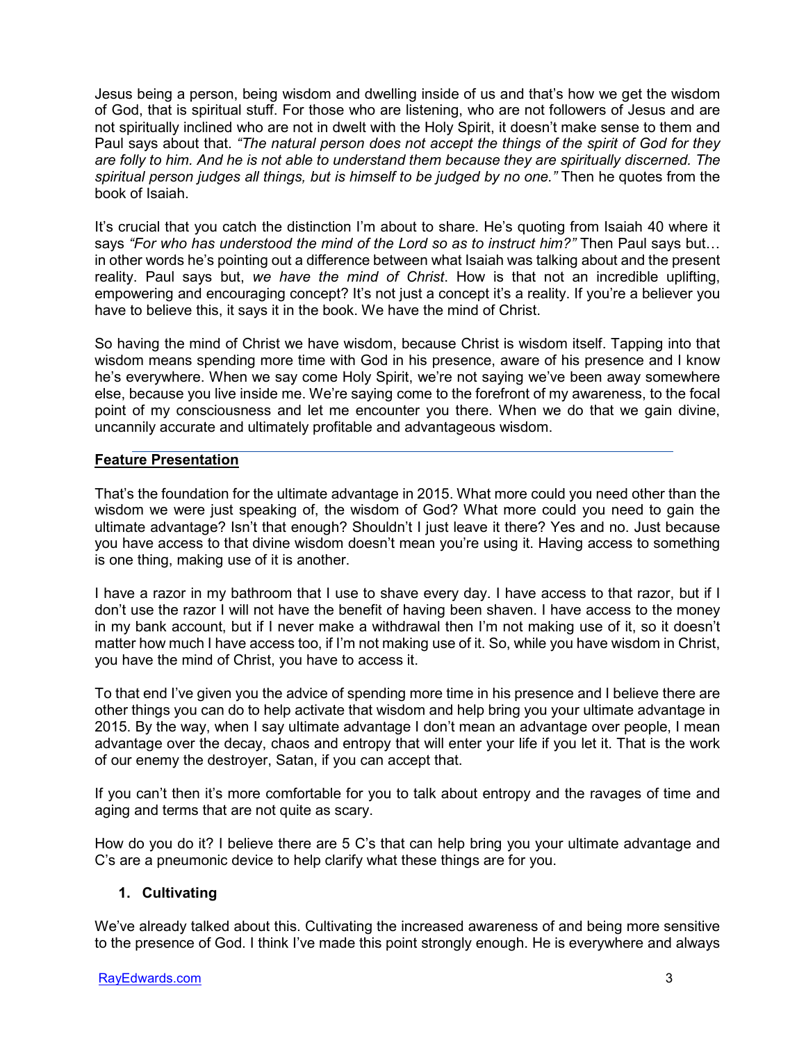Jesus being a person, being wisdom and dwelling inside of us and that's how we get the wisdom of God, that is spiritual stuff. For those who are listening, who are not followers of Jesus and are not spiritually inclined who are not in dwelt with the Holy Spirit, it doesn't make sense to them and Paul says about that. *"The natural person does not accept the things of the spirit of God for they are folly to him. And he is not able to understand them because they are spiritually discerned. The spiritual person judges all things, but is himself to be judged by no one."* Then he quotes from the book of Isaiah.

It's crucial that you catch the distinction I'm about to share. He's quoting from Isaiah 40 where it says *"For who has understood the mind of the Lord so as to instruct him?"* Then Paul says but… in other words he's pointing out a difference between what Isaiah was talking about and the present reality. Paul says but, *we have the mind of Christ*. How is that not an incredible uplifting, empowering and encouraging concept? It's not just a concept it's a reality. If you're a believer you have to believe this, it says it in the book. We have the mind of Christ.

So having the mind of Christ we have wisdom, because Christ is wisdom itself. Tapping into that wisdom means spending more time with God in his presence, aware of his presence and I know he's everywhere. When we say come Holy Spirit, we're not saying we've been away somewhere else, because you live inside me. We're saying come to the forefront of my awareness, to the focal point of my consciousness and let me encounter you there. When we do that we gain divine, uncannily accurate and ultimately profitable and advantageous wisdom.

---

**Feature Presentation**

That's the foundation for the ultimate advantage in 2015. What more could you need other than the wisdom we were just speaking of, the wisdom of God? What more could you need to gain the ultimate advantage? Isn't that enough? Shouldn't I just leave it there? Yes and no. Just because you have access to that divine wisdom doesn't mean you're using it. Having access to something is one thing, making use of it is another.

I have a razor in my bathroom that I use to shave every day. I have access to that razor, but if I don't use the razor I will not have the benefit of having been shaven. I have access to the money in my bank account, but if I never make a withdrawal then I'm not making use of it, so it doesn't matter how much I have access too, if I'm not making use of it. So, while you have wisdom in Christ, you have the mind of Christ, you have to access it.

To that end I've given you the advice of spending more time in his presence and I believe there are other things you can do to help activate that wisdom and help bring you your ultimate advantage in 2015. By the way, when I say ultimate advantage I don't mean an advantage over people, I mean advantage over the decay, chaos and entropy that will enter your life if you let it. That is the work of our enemy the destroyer, Satan, if you can accept that.

If you can't then it's more comfortable for you to talk about entropy and the ravages of time and aging and terms that are not quite as scary.

How do you do it? I believe there are 5 C's that can help bring you your ultimate advantage and C's are a pneumonic device to help clarify what these things are for you.

1. **Cultivating**

We've already talked about this. Cultivating the increased awareness of and being more sensitive to the presence of God. I think I've made this point strongly enough. He is everywhere and always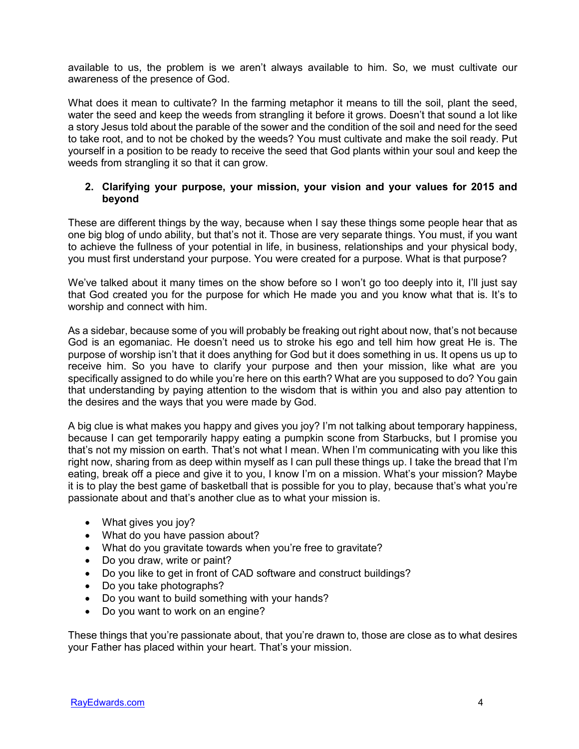available to us, the problem is we aren't always available to him. So, we must cultivate our awareness of the presence of God.

What does it mean to cultivate? In the farming metaphor it means to till the soil, plant the seed, water the seed and keep the weeds from strangling it before it grows. Doesn't that sound a lot like a story Jesus told about the parable of the sower and the condition of the soil and need for the seed to take root, and to not be choked by the weeds? You must cultivate and make the soil ready. Put yourself in a position to be ready to receive the seed that God plants within your soul and keep the weeds from strangling it so that it can grow.

2. **Clarifying your purpose, your mission, your vision and your values for 2015 and beyond**

These are different things by the way, because when I say these things some people hear that as one big blog of undo ability, but that's not it. Those are very separate things. You must, if you want to achieve the fullness of your potential in life, in business, relationships and your physical body, you must first understand your purpose. You were created for a purpose. What is that purpose?

We've talked about it many times on the show before so I won't go too deeply into it, I'll just say that God created you for the purpose for which He made you and you know what that is. It's to worship and connect with him.

As a sidebar, because some of you will probably be freaking out right about now, that's not because God is an egomaniac. He doesn't need us to stroke his ego and tell him how great He is. The purpose of worship isn't that it does anything for God but it does something in us. It opens us up to receive him. So you have to clarify your purpose and then your mission, like what are you specifically assigned to do while you're here on this earth? What are you supposed to do? You gain that understanding by paying attention to the wisdom that is within you and also pay attention to the desires and the ways that you were made by God.

A big clue is what makes you happy and gives you joy? I'm not talking about temporary happiness, because I can get temporarily happy eating a pumpkin scone from Starbucks, but I promise you that's not my mission on earth. That's not what I mean. When I'm communicating with you like this right now, sharing from as deep within myself as I can pull these things up. I take the bread that I'm eating, break off a piece and give it to you, I know I'm on a mission. What's your mission? Maybe it is to play the best game of basketball that is possible for you to play, because that's what you're passionate about and that's another clue as to what your mission is.

- What gives you joy?
- What do you have passion about?
- What do you gravitate towards when you're free to gravitate?
- Do you draw, write or paint?
- Do you like to get in front of CAD software and construct buildings?
- Do you take photographs?
- Do you want to build something with your hands?
- Do you want to work on an engine?

These things that you're passionate about, that you're drawn to, those are close as to what desires your Father has placed within your heart. That's your mission.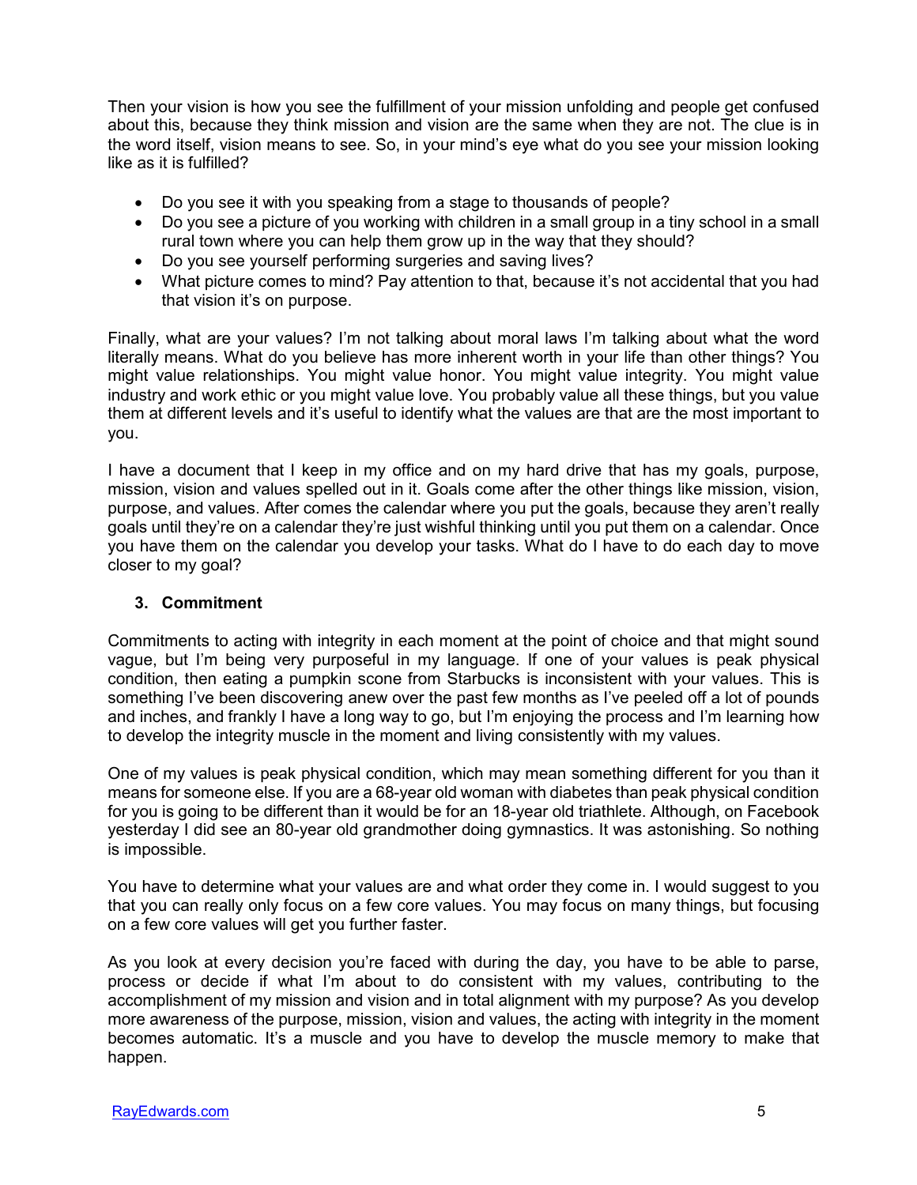Then your vision is how you see the fulfillment of your mission unfolding and people get confused about this, because they think mission and vision are the same when they are not. The clue is in the word itself, vision means to see. So, in your mind's eye what do you see your mission looking like as it is fulfilled?

- Do you see it with you speaking from a stage to thousands of people?
- Do you see a picture of you working with children in a small group in a tiny school in a small rural town where you can help them grow up in the way that they should?
- Do you see yourself performing surgeries and saving lives?
- What picture comes to mind? Pay attention to that, because it's not accidental that you had that vision it's on purpose.

Finally, what are your values? I'm not talking about moral laws I'm talking about what the word literally means. What do you believe has more inherent worth in your life than other things? You might value relationships. You might value honor. You might value integrity. You might value industry and work ethic or you might value love. You probably value all these things, but you value them at different levels and it's useful to identify what the values are that are the most important to you.

I have a document that I keep in my office and on my hard drive that has my goals, purpose, mission, vision and values spelled out in it. Goals come after the other things like mission, vision, purpose, and values. After comes the calendar where you put the goals, because they aren't really goals until they're on a calendar they're just wishful thinking until you put them on a calendar. Once you have them on the calendar you develop your tasks. What do I have to do each day to move closer to my goal?

### 3. Commitment

Commitments to acting with integrity in each moment at the point of choice and that might sound vague, but I'm being very purposeful in my language. If one of your values is peak physical condition, then eating a pumpkin scone from Starbucks is inconsistent with your values. This is something I've been discovering anew over the past few months as I've peeled off a lot of pounds and inches, and frankly I have a long way to go, but I'm enjoying the process and I'm learning how to develop the integrity muscle in the moment and living consistently with my values.

One of my values is peak physical condition, which may mean something different for you than it means for someone else. If you are a 68-year old woman with diabetes than peak physical condition for you is going to be different than it would be for an 18-year old triathlete. Although, on Facebook yesterday I did see an 80-year old grandmother doing gymnastics. It was astonishing. So nothing is impossible.

You have to determine what your values are and what order they come in. I would suggest to you that you can really only focus on a few core values. You may focus on many things, but focusing on a few core values will get you further faster.

As you look at every decision you're faced with during the day, you have to be able to parse, process or decide if what I'm about to do consistent with my values, contributing to the accomplishment of my mission and vision and in total alignment with my purpose? As you develop more awareness of the purpose, mission, vision and values, the acting with integrity in the moment becomes automatic. It's a muscle and you have to develop the muscle memory to make that happen.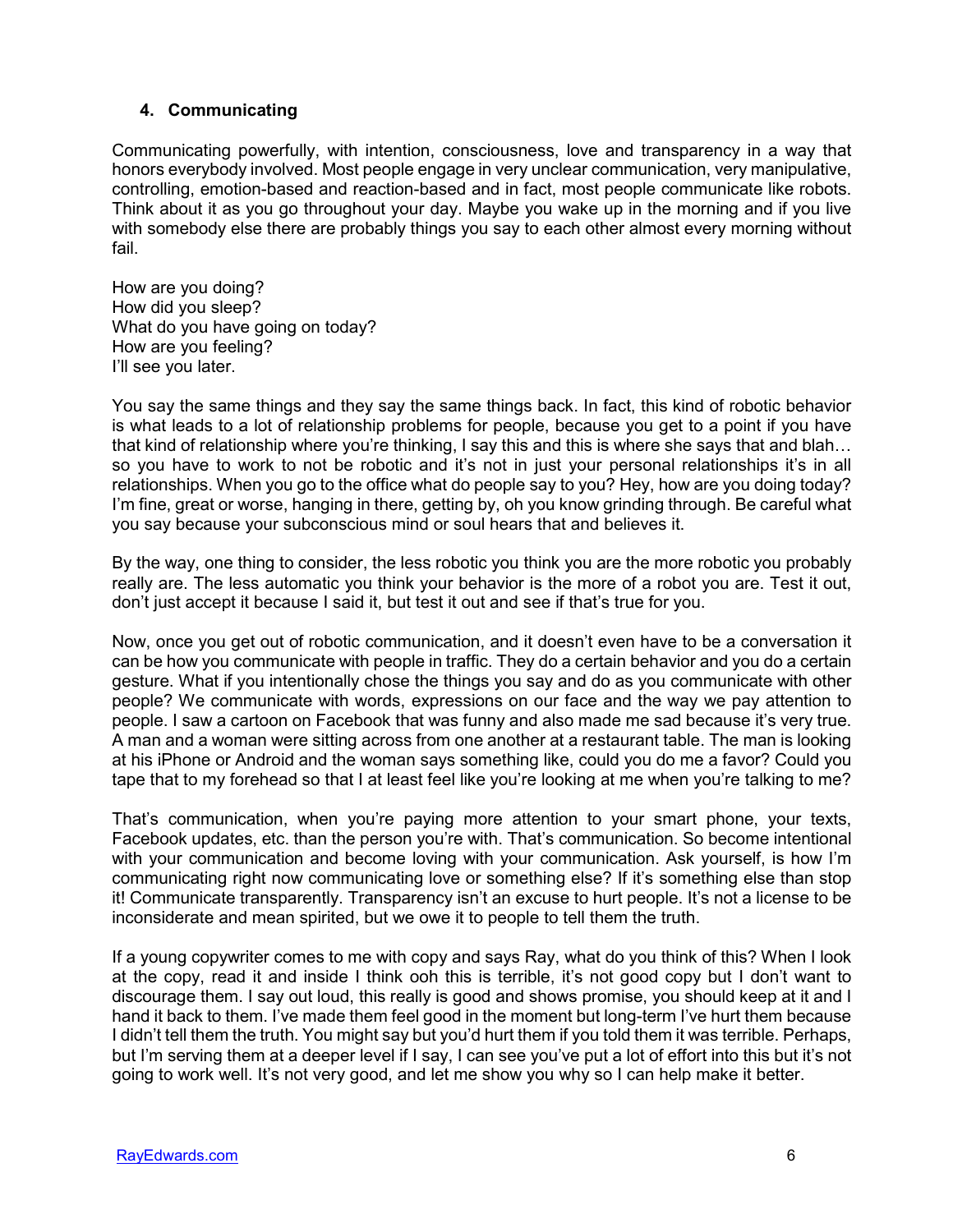### 4. Communicating

Communicating powerfully, with intention, consciousness, love and transparency in a way that honors everybody involved. Most people engage in very unclear communication, very manipulative, controlling, emotion-based and reaction-based and in fact, most people communicate like robots. Think about it as you go throughout your day. Maybe you wake up in the morning and if you live with somebody else there are probably things you say to each other almost every morning without fail.

How are you doing?
How did you sleep?
What do you have going on today?
How are you feeling?
I'll see you later.

You say the same things and they say the same things back. In fact, this kind of robotic behavior is what leads to a lot of relationship problems for people, because you get to a point if you have that kind of relationship where you're thinking, I say this and this is where she says that and blah… so you have to work to not be robotic and it's not in just your personal relationships it's in all relationships. When you go to the office what do people say to you? Hey, how are you doing today? I'm fine, great or worse, hanging in there, getting by, oh you know grinding through. Be careful what you say because your subconscious mind or soul hears that and believes it.

By the way, one thing to consider, the less robotic you think you are the more robotic you probably really are. The less automatic you think your behavior is the more of a robot you are. Test it out, don't just accept it because I said it, but test it out and see if that's true for you.

Now, once you get out of robotic communication, and it doesn't even have to be a conversation it can be how you communicate with people in traffic. They do a certain behavior and you do a certain gesture. What if you intentionally chose the things you say and do as you communicate with other people? We communicate with words, expressions on our face and the way we pay attention to people. I saw a cartoon on Facebook that was funny and also made me sad because it's very true. A man and a woman were sitting across from one another at a restaurant table. The man is looking at his iPhone or Android and the woman says something like, could you do me a favor? Could you tape that to my forehead so that I at least feel like you're looking at me when you're talking to me?

That's communication, when you're paying more attention to your smart phone, your texts, Facebook updates, etc. than the person you're with. That's communication. So become intentional with your communication and become loving with your communication. Ask yourself, is how I'm communicating right now communicating love or something else? If it's something else than stop it! Communicate transparently. Transparency isn't an excuse to hurt people. It's not a license to be inconsiderate and mean spirited, but we owe it to people to tell them the truth.

If a young copywriter comes to me with copy and says Ray, what do you think of this? When I look at the copy, read it and inside I think ooh this is terrible, it's not good copy but I don't want to discourage them. I say out loud, this really is good and shows promise, you should keep at it and I hand it back to them. I've made them feel good in the moment but long-term I've hurt them because I didn't tell them the truth. You might say but you'd hurt them if you told them it was terrible. Perhaps, but I'm serving them at a deeper level if I say, I can see you've put a lot of effort into this but it's not going to work well. It's not very good, and let me show you why so I can help make it better.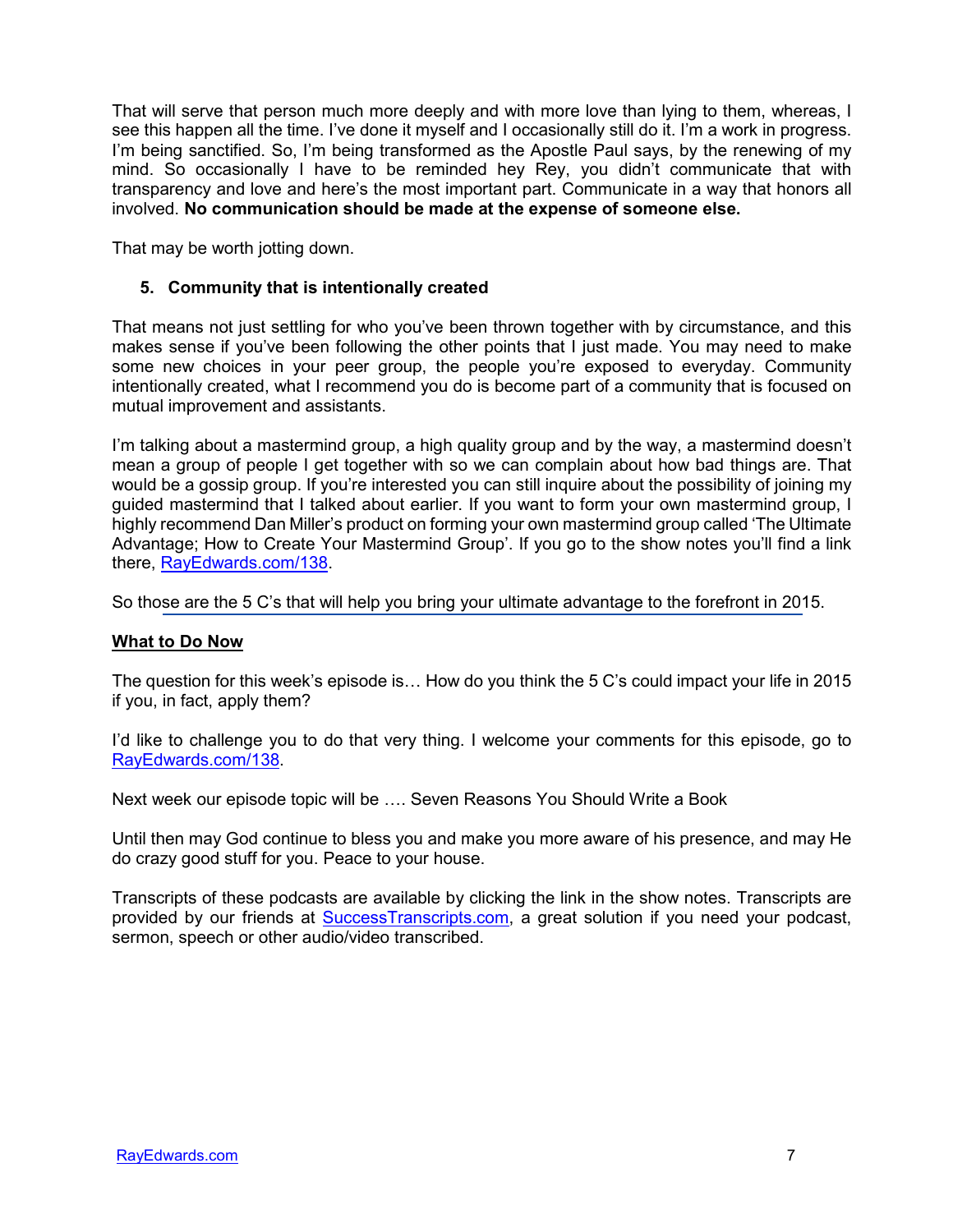That will serve that person much more deeply and with more love than lying to them, whereas, I see this happen all the time. I've done it myself and I occasionally still do it. I'm a work in progress. I'm being sanctified. So, I'm being transformed as the Apostle Paul says, by the renewing of my mind. So occasionally I have to be reminded hey Rey, you didn't communicate that with transparency and love and here's the most important part. Communicate in a way that honors all involved. **No communication should be made at the expense of someone else.**

That may be worth jotting down.

5. **Community that is intentionally created**

That means not just settling for who you've been thrown together with by circumstance, and this makes sense if you've been following the other points that I just made. You may need to make some new choices in your peer group, the people you're exposed to everyday. Community intentionally created, what I recommend you do is become part of a community that is focused on mutual improvement and assistants.

I'm talking about a mastermind group, a high quality group and by the way, a mastermind doesn't mean a group of people I get together with so we can complain about how bad things are. That would be a gossip group. If you're interested you can still inquire about the possibility of joining my guided mastermind that I talked about earlier. If you want to form your own mastermind group, I highly recommend Dan Miller's product on forming your own mastermind group called 'The Ultimate Advantage; How to Create Your Mastermind Group'. If you go to the show notes you'll find a link there, RayEdwards.com/138.

So those are the 5 C's that will help you bring your ultimate advantage to the forefront in 2015.

**What to Do Now**

The question for this week's episode is… How do you think the 5 C's could impact your life in 2015 if you, in fact, apply them?

I'd like to challenge you to do that very thing. I welcome your comments for this episode, go to RayEdwards.com/138.

Next week our episode topic will be …. Seven Reasons You Should Write a Book

Until then may God continue to bless you and make you more aware of his presence, and may He do crazy good stuff for you. Peace to your house.

Transcripts of these podcasts are available by clicking the link in the show notes. Transcripts are provided by our friends at SuccessTranscripts.com, a great solution if you need your podcast, sermon, speech or other audio/video transcribed.